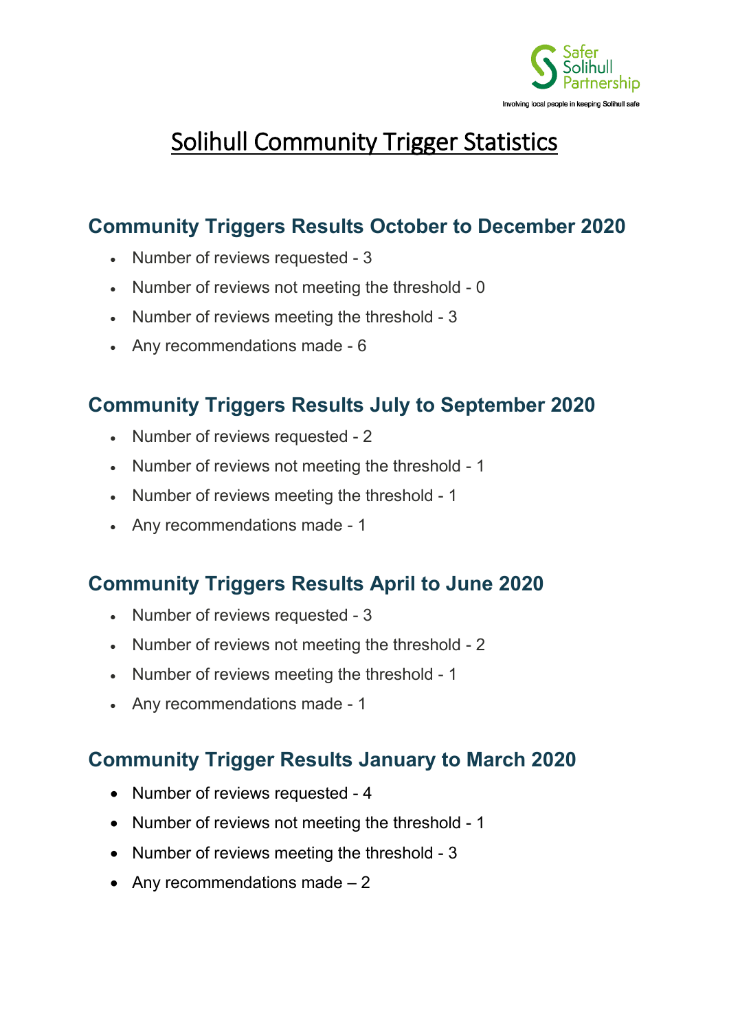Safer Solihull Partnership

Involving local people in keeping Solihull safe

# Solihull Community Trigger Statistics

## Community Triggers Results October to December 2020

- Number of reviews requested - 3
- Number of reviews not meeting the threshold - 0
- Number of reviews meeting the threshold - 3
- Any recommendations made - 6

## Community Triggers Results July to September 2020

- Number of reviews requested - 2
- Number of reviews not meeting the threshold - 1
- Number of reviews meeting the threshold - 1
- Any recommendations made - 1

## Community Triggers Results April to June 2020

- Number of reviews requested - 3
- Number of reviews not meeting the threshold - 2
- Number of reviews meeting the threshold - 1
- Any recommendations made - 1

## Community Trigger Results January to March 2020

- Number of reviews requested - 4
- Number of reviews not meeting the threshold - 1
- Number of reviews meeting the threshold - 3
- Any recommendations made – 2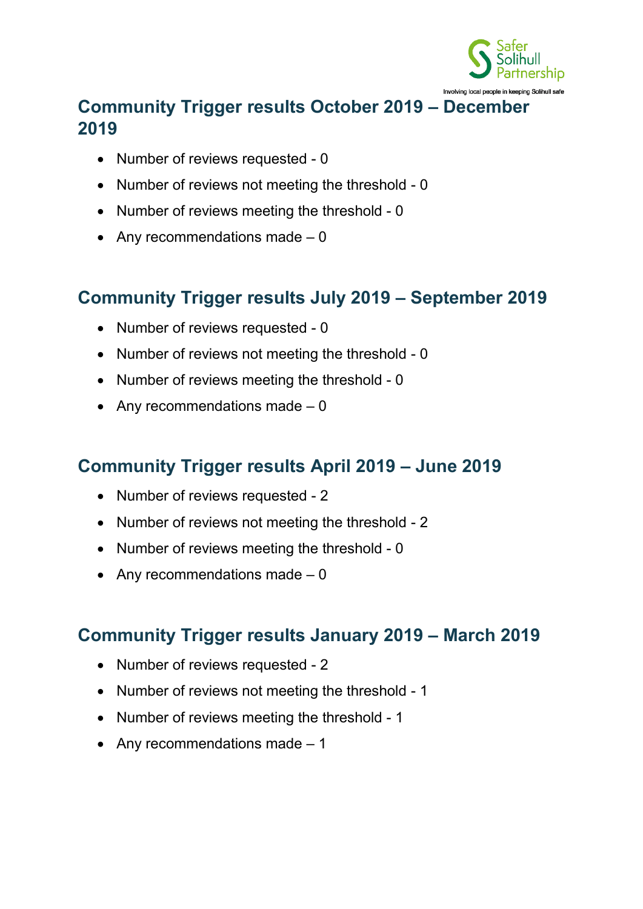## Community Trigger results October 2019 – December 2019

- Number of reviews requested - 0
- Number of reviews not meeting the threshold - 0
- Number of reviews meeting the threshold - 0
- Any recommendations made – 0

## Community Trigger results July 2019 – September 2019

- Number of reviews requested - 0
- Number of reviews not meeting the threshold - 0
- Number of reviews meeting the threshold - 0
- Any recommendations made – 0

## Community Trigger results April 2019 – June 2019

- Number of reviews requested - 2
- Number of reviews not meeting the threshold - 2
- Number of reviews meeting the threshold - 0
- Any recommendations made – 0

## Community Trigger results January 2019 – March 2019

- Number of reviews requested - 2
- Number of reviews not meeting the threshold - 1
- Number of reviews meeting the threshold - 1
- Any recommendations made – 1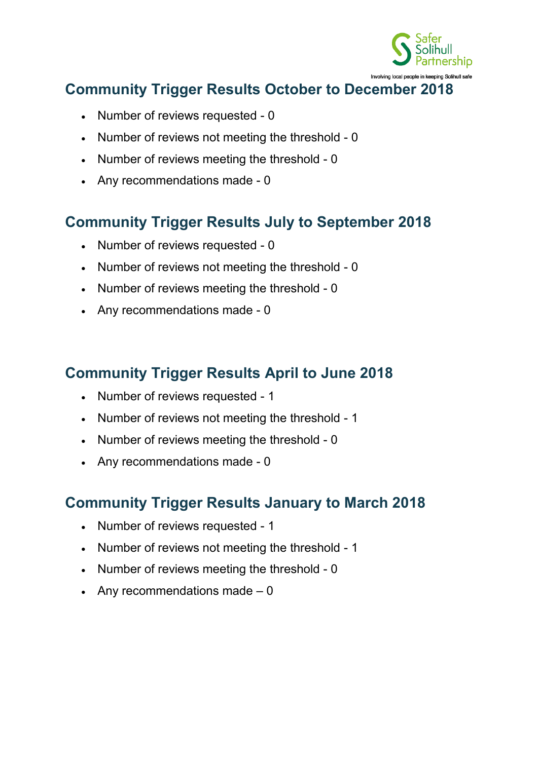## Community Trigger Results October to December 2018

- Number of reviews requested - 0
- Number of reviews not meeting the threshold - 0
- Number of reviews meeting the threshold - 0
- Any recommendations made - 0

## Community Trigger Results July to September 2018

- Number of reviews requested - 0
- Number of reviews not meeting the threshold - 0
- Number of reviews meeting the threshold - 0
- Any recommendations made - 0

## Community Trigger Results April to June 2018

- Number of reviews requested - 1
- Number of reviews not meeting the threshold - 1
- Number of reviews meeting the threshold - 0
- Any recommendations made - 0

## Community Trigger Results January to March 2018

- Number of reviews requested - 1
- Number of reviews not meeting the threshold - 1
- Number of reviews meeting the threshold - 0
- Any recommendations made – 0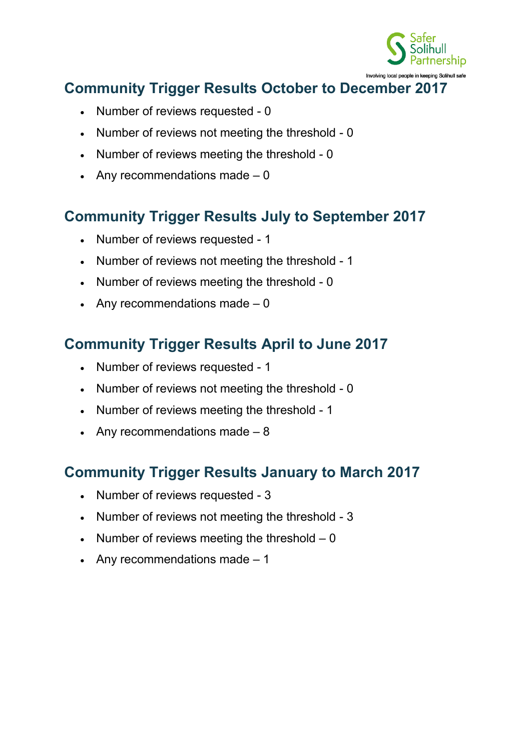## Community Trigger Results October to December 2017

- Number of reviews requested - 0
- Number of reviews not meeting the threshold - 0
- Number of reviews meeting the threshold - 0
- Any recommendations made – 0

## Community Trigger Results July to September 2017

- Number of reviews requested - 1
- Number of reviews not meeting the threshold - 1
- Number of reviews meeting the threshold - 0
- Any recommendations made – 0

## Community Trigger Results April to June 2017

- Number of reviews requested - 1
- Number of reviews not meeting the threshold - 0
- Number of reviews meeting the threshold - 1
- Any recommendations made – 8

## Community Trigger Results January to March 2017

- Number of reviews requested - 3
- Number of reviews not meeting the threshold - 3
- Number of reviews meeting the threshold – 0
- Any recommendations made – 1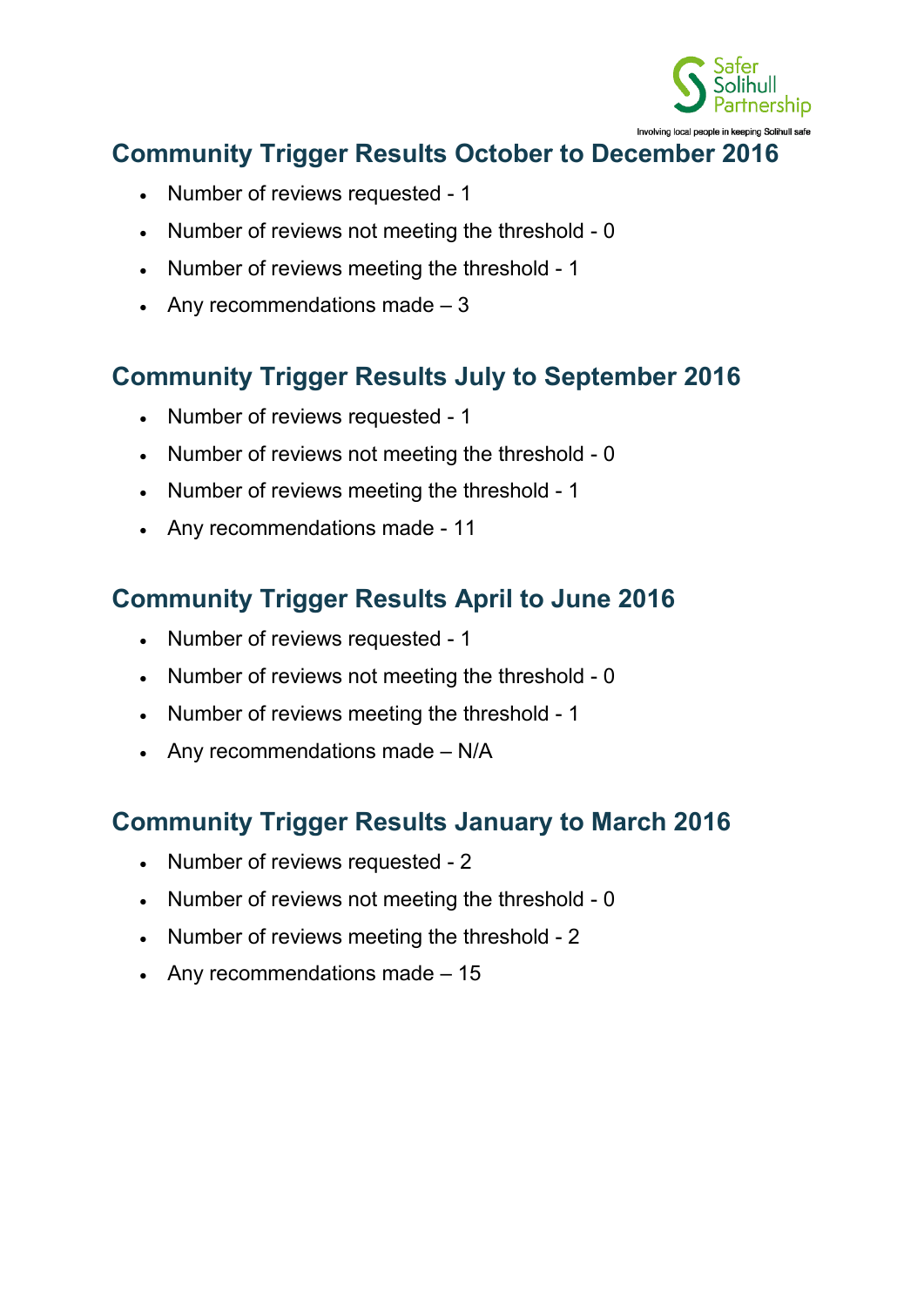## Community Trigger Results October to December 2016

- Number of reviews requested - 1
- Number of reviews not meeting the threshold - 0
- Number of reviews meeting the threshold - 1
- Any recommendations made – 3

## Community Trigger Results July to September 2016

- Number of reviews requested - 1
- Number of reviews not meeting the threshold - 0
- Number of reviews meeting the threshold - 1
- Any recommendations made - 11

## Community Trigger Results April to June 2016

- Number of reviews requested - 1
- Number of reviews not meeting the threshold - 0
- Number of reviews meeting the threshold - 1
- Any recommendations made – N/A

## Community Trigger Results January to March 2016

- Number of reviews requested - 2
- Number of reviews not meeting the threshold - 0
- Number of reviews meeting the threshold - 2
- Any recommendations made – 15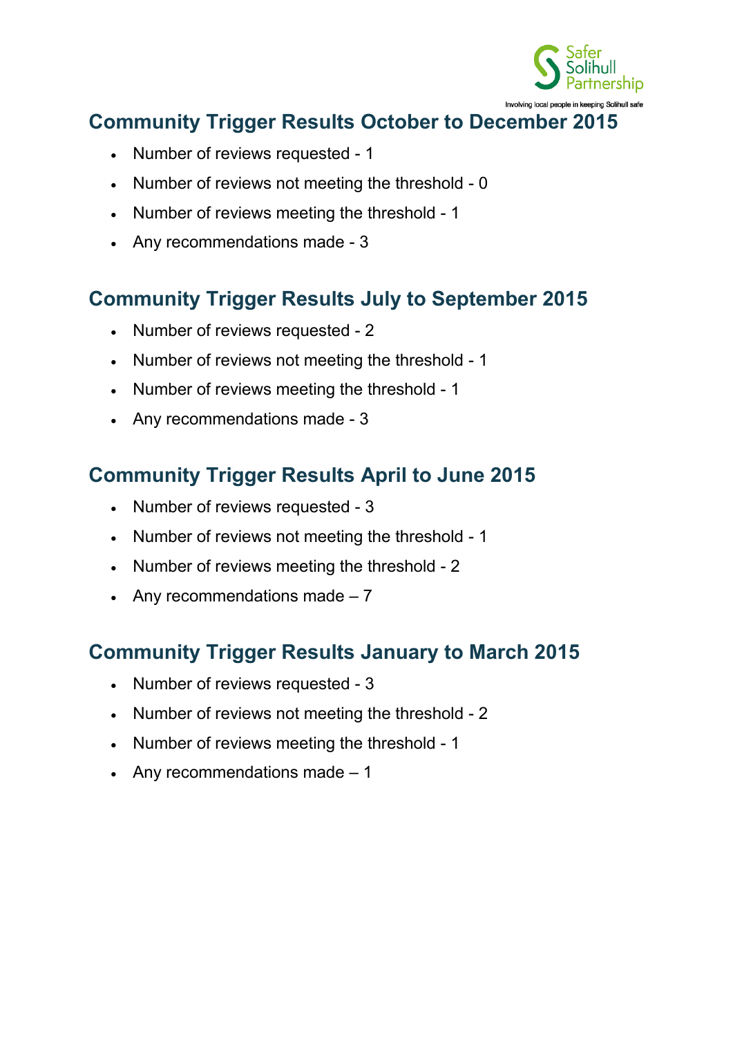## Community Trigger Results October to December 2015

- Number of reviews requested - 1
- Number of reviews not meeting the threshold - 0
- Number of reviews meeting the threshold - 1
- Any recommendations made - 3

## Community Trigger Results July to September 2015

- Number of reviews requested - 2
- Number of reviews not meeting the threshold - 1
- Number of reviews meeting the threshold - 1
- Any recommendations made - 3

## Community Trigger Results April to June 2015

- Number of reviews requested - 3
- Number of reviews not meeting the threshold - 1
- Number of reviews meeting the threshold - 2
- Any recommendations made – 7

## Community Trigger Results January to March 2015

- Number of reviews requested - 3
- Number of reviews not meeting the threshold - 2
- Number of reviews meeting the threshold - 1
- Any recommendations made – 1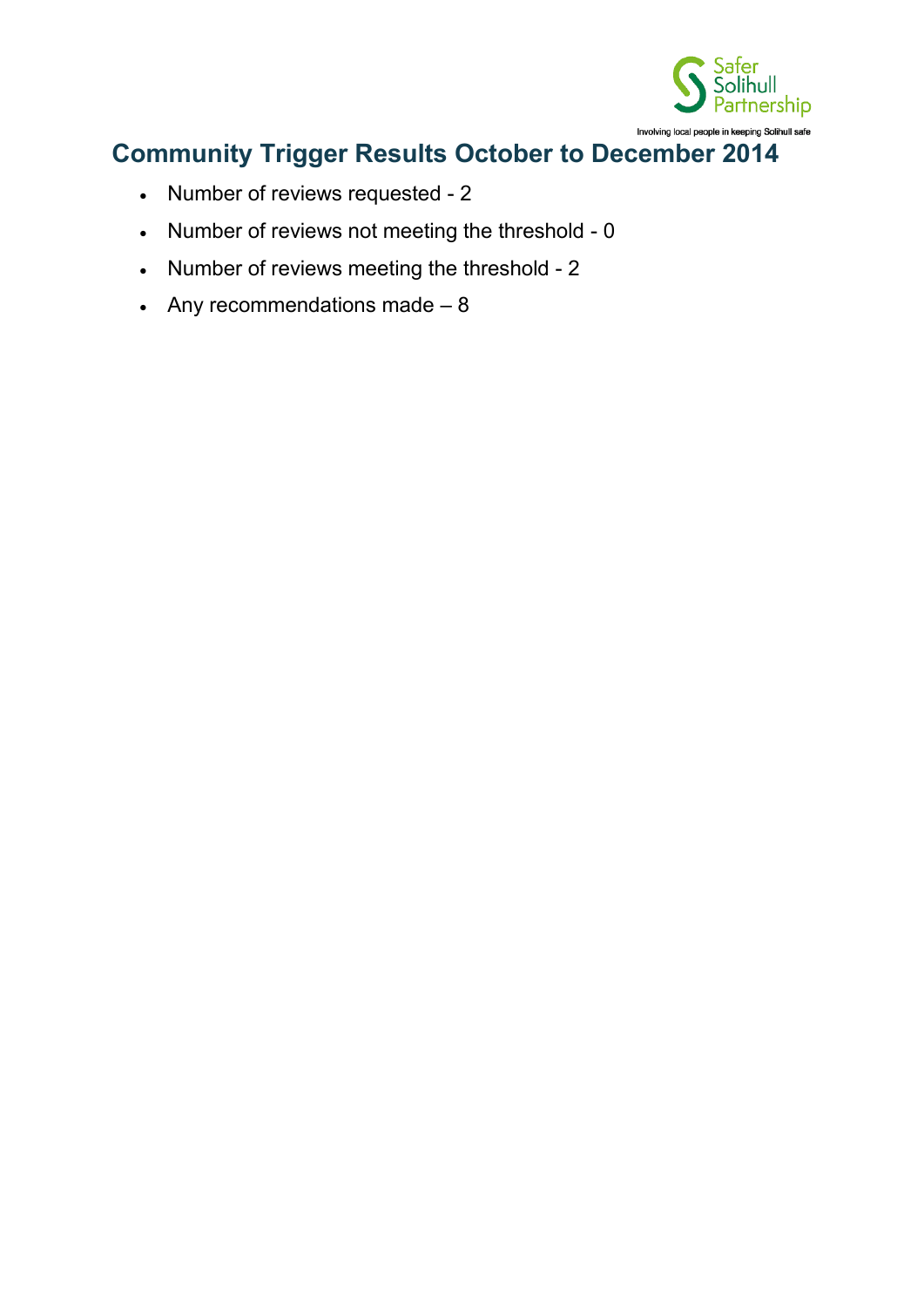## Community Trigger Results October to December 2014

- Number of reviews requested - 2
- Number of reviews not meeting the threshold - 0
- Number of reviews meeting the threshold - 2
- Any recommendations made – 8